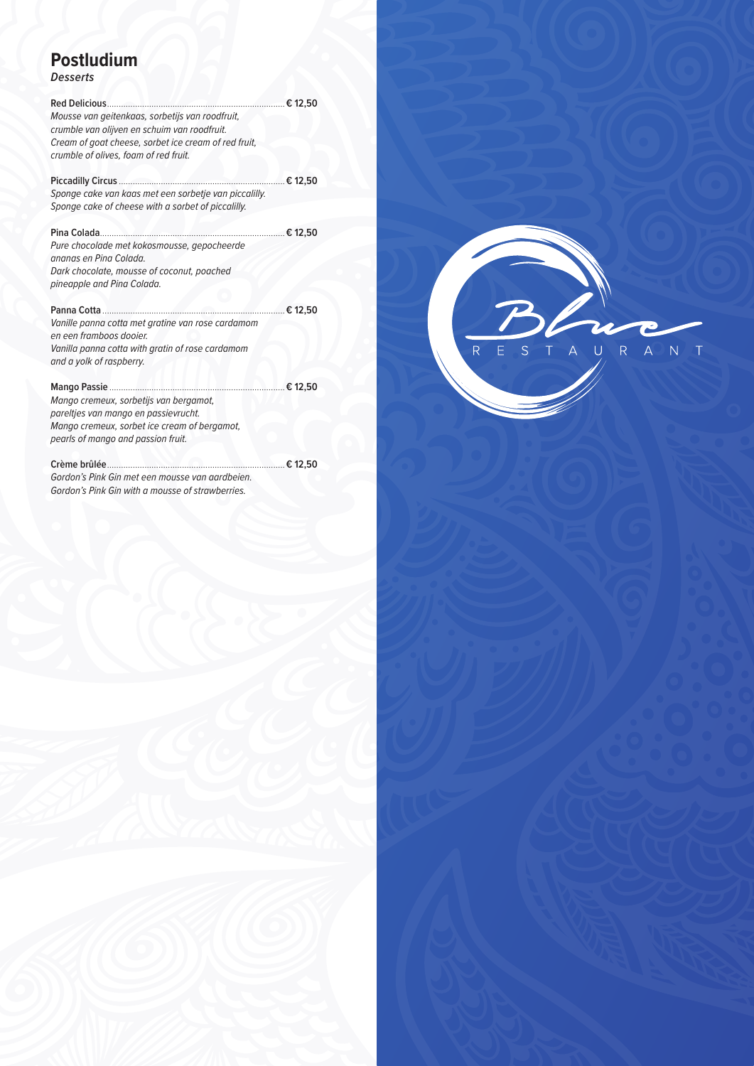# Postludium

***Desserts***

**Red Delicious** .................... **€ 12,50**
*Mousse van geitenkaas, sorbetijs van roodfruit, crumble van olijven en schuim van roodfruit.*
*Cream of goat cheese, sorbet ice cream of red fruit, crumble of olives, foam of red fruit.*

**Piccadilly Circus** .................... **€ 12,50**
*Sponge cake van kaas met een sorbetje van piccalilly.*
*Sponge cake of cheese with a sorbet of piccalilly.*

**Pina Colada** .................... **€ 12,50**
*Pure chocolade met kokosmousse, gepocheerde ananas en Pina Colada.*
*Dark chocolate, mousse of coconut, poached pineapple and Pina Colada.*

**Panna Cotta** .................... **€ 12,50**
*Vanille panna cotta met gratine van rose cardamom en een framboos dooier.*
*Vanilla panna cotta with gratin of rose cardamom and a yolk of raspberry.*

**Mango Passie** .................... **€ 12,50**
*Mango cremeux, sorbetijs van bergamot, pareltjes van mango en passievrucht.*
*Mango cremeux, sorbet ice cream of bergamot, pearls of mango and passion fruit.*

**Crème brûlée** .................... **€ 12,50**
*Gordon's Pink Gin met een mousse van aardbeien.*
*Gordon's Pink Gin with a mousse of strawberries.*

Blue
RESTAURANT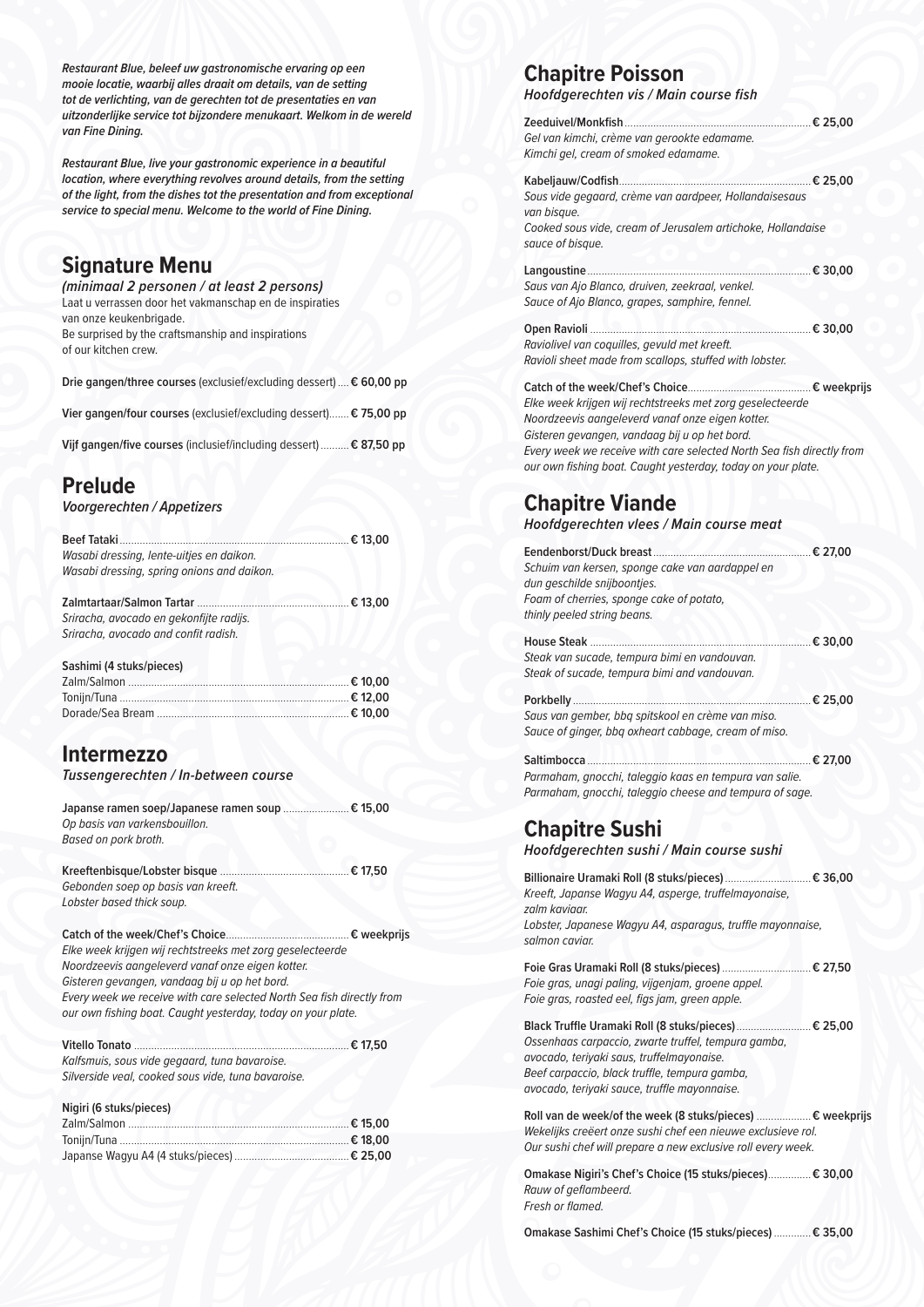***Restaurant Blue, beleef uw gastronomische ervaring op een mooie locatie, waarbij alles draait om details, van de setting tot de verlichting, van de gerechten tot de presentaties en van uitzonderlijke service tot bijzondere menukaart. Welkom in de wereld van Fine Dining.***

***Restaurant Blue, live your gastronomic experience in a beautiful location, where everything revolves around details, from the setting of the light, from the dishes tot the presentation and from exceptional service to special menu. Welcome to the world of Fine Dining.***

## Signature Menu

***(minimaal 2 personen / at least 2 persons)***

Laat u verrassen door het vakmanschap en de inspiraties van onze keukenbrigade.
Be surprised by the craftsmanship and inspirations of our kitchen crew.

**Drie gangen/three courses** (exclusief/excluding dessert) .... **€ 60,00 pp**

**Vier gangen/four courses** (exclusief/excluding dessert)....... **€ 75,00 pp**

**Vijf gangen/five courses** (inclusief/including dessert) .......... **€ 87,50 pp**

## Prelude

***Voorgerechten / Appetizers***

**Beef Tataki** .................................................................. **€ 13,00**
*Wasabi dressing, lente-uitjes en daikon.*
*Wasabi dressing, spring onions and daikon.*

**Zalmtartaar/Salmon Tartar** ...................................... **€ 13,00**
*Sriracha, avocado en gekonfijte radijs.*
*Sriracha, avocado and confit radish.*

**Sashimi (4 stuks/pieces)**
Zalm/Salmon ................................................................ **€ 10,00**
Tonijn/Tuna ................................................................... **€ 12,00**
Dorade/Sea Bream ...................................................... **€ 10,00**

## Intermezzo

***Tussengerechten / In-between course***

**Japanse ramen soep/Japanese ramen soup** ....................... **€ 15,00**
*Op basis van varkensbouillon.*
*Based on pork broth.*

**Kreeftenbisque/Lobster bisque** ............................................ **€ 17,50**
*Gebonden soep op basis van kreeft.*
*Lobster based thick soup.*

**Catch of the week/Chef's Choice**........................................... **€ weekprijs**
*Elke week krijgen wij rechtstreeks met zorg geselecteerde Noordzeevis aangeleverd vanaf onze eigen kotter.*
*Gisteren gevangen, vandaag bij u op het bord.*
*Every week we receive with care selected North Sea fish directly from our own fishing boat. Caught yesterday, today on your plate.*

**Vitello Tonato** ........................................................................ **€ 17,50**
*Kalfsmuis, sous vide gegaard, tuna bavaroise.*
*Silverside veal, cooked sous vide, tuna bavaroise.*

**Nigiri (6 stuks/pieces)**
Zalm/Salmon ............................................................................ **€ 15,00**
Tonijn/Tuna ............................................................................... **€ 18,00**
Japanse Wagyu A4 (4 stuks/pieces) ....................................... **€ 25,00**

## Chapitre Poisson

***Hoofdgerechten vis / Main course fish***

**Zeeduivel/Monkfish**................................................................ **€ 25,00**
*Gel van kimchi, crème van gerookte edamame.*
*Kimchi gel, cream of smoked edamame.*

**Kabeljauw/Codfish**................................................................... **€ 25,00**
*Sous vide gegaard, crème van aardpeer, Hollandaisesaus van bisque.*
*Cooked sous vide, cream of Jerusalem artichoke, Hollandaise sauce of bisque.*

**Langoustine**............................................................................. **€ 30,00**
*Saus van Ajo Blanco, druiven, zeekraal, venkel.*
*Sauce of Ajo Blanco, grapes, samphire, fennel.*

**Open Ravioli** ............................................................................ **€ 30,00**
*Raviolivel van coquilles, gevuld met kreeft.*
*Ravioli sheet made from scallops, stuffed with lobster.*

**Catch of the week/Chef's Choice**........................................... **€ weekprijs**
*Elke week krijgen wij rechtstreeks met zorg geselecteerde Noordzeevis aangeleverd vanaf onze eigen kotter.*
*Gisteren gevangen, vandaag bij u op het bord.*
*Every week we receive with care selected North Sea fish directly from our own fishing boat. Caught yesterday, today on your plate.*

## Chapitre Viande

***Hoofdgerechten vlees / Main course meat***

**Eendenborst/Duck breast** ...................................................... **€ 27,00**
*Schuim van kersen, sponge cake van aardappel en dun geschilde snijboontjes.*
*Foam of cherries, sponge cake of potato, thinly peeled string beans.*

**House Steak** ............................................................................ **€ 30,00**
*Steak van sucade, tempura bimi en vandouvan.*
*Steak of sucade, tempura bimi and vandouvan.*

**Porkbelly**................................................................................... **€ 25,00**
*Saus van gember, bbq spitskool en crème van miso.*
*Sauce of ginger, bbq oxheart cabbage, cream of miso.*

**Saltimbocca** ............................................................................. **€ 27,00**
*Parmaham, gnocchi, taleggio kaas en tempura van salie.*
*Parmaham, gnocchi, taleggio cheese and tempura of sage.*

## Chapitre Sushi

***Hoofdgerechten sushi / Main course sushi***

**Billionaire Uramaki Roll (8 stuks/pieces)** .............................. **€ 36,00**
*Kreeft, Japanse Wagyu A4, asperge, truffelmayonaise, zalm kaviaar.*
*Lobster, Japanese Wagyu A4, asparagus, truffle mayonnaise, salmon caviar.*

**Foie Gras Uramaki Roll (8 stuks/pieces)** ............................... **€ 27,50**
*Foie gras, unagi paling, vijgenjam, groene appel.*
*Foie gras, roasted eel, figs jam, green apple.*

**Black Truffle Uramaki Roll (8 stuks/pieces)**.......................... **€ 25,00**
*Ossenhaas carpaccio, zwarte truffel, tempura gamba, avocado, teriyaki saus, truffelmayonaise.*
*Beef carpaccio, black truffle, tempura gamba, avocado, teriyaki sauce, truffle mayonnaise.*

**Roll van de week/of the week (8 stuks/pieces)** ................... **€ weekprijs**
*Wekelijks creëert onze sushi chef een nieuwe exclusieve rol.*
*Our sushi chef will prepare a new exclusive roll every week.*

**Omakase Nigiri's Chef's Choice (15 stuks/pieces)**............... **€ 30,00**
*Rauw of geflambeerd.*
*Fresh or flamed.*

**Omakase Sashimi Chef's Choice (15 stuks/pieces)** ............. **€ 35,00**